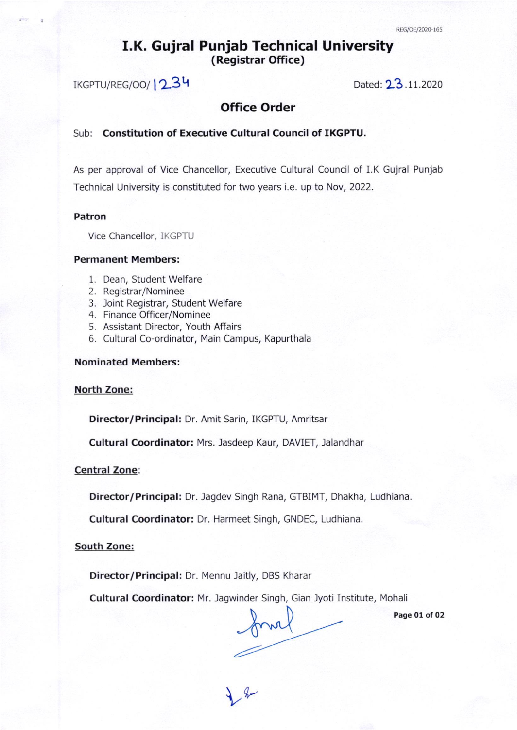REG/OE/2020-165

# I.K. Gujral Punjab Technical University

**(Registrar Office)**

IKGPTU/REG/OO/1234 Dated: 23.11.2020

## Office Order

Sub: **Constitution of Executive Cultural Council of IKGPTU.**

As per approval of Vice Chancellor, Executive Cultural Council of I.K Gujral Punjab Technical University is constituted for two years i.e. up to Nov, 2022.

**Patron**

Vice Chancellor, IKGPTU

**Permanent Members:**

1. Dean, Student Welfare
2. Registrar/Nominee
3. Joint Registrar, Student Welfare
4. Finance Officer/Nominee
5. Assistant Director, Youth Affairs
6. Cultural Co-ordinator, Main Campus, Kapurthala

**Nominated Members:**

**North Zone:**

**Director/Principal:** Dr. Amit Sarin, IKGPTU, Amritsar

**Cultural Coordinator:** Mrs. Jasdeep Kaur, DAVIET, Jalandhar

**Central Zone:**

**Director/Principal:** Dr. Jagdev Singh Rana, GTBIMT, Dhakha, Ludhiana.

**Cultural Coordinator:** Dr. Harmeet Singh, GNDEC, Ludhiana.

**South Zone:**

**Director/Principal:** Dr. Mennu Jaitly, DBS Kharar

**Cultural Coordinator:** Mr. Jagwinder Singh, Gian Jyoti Institute, Mohali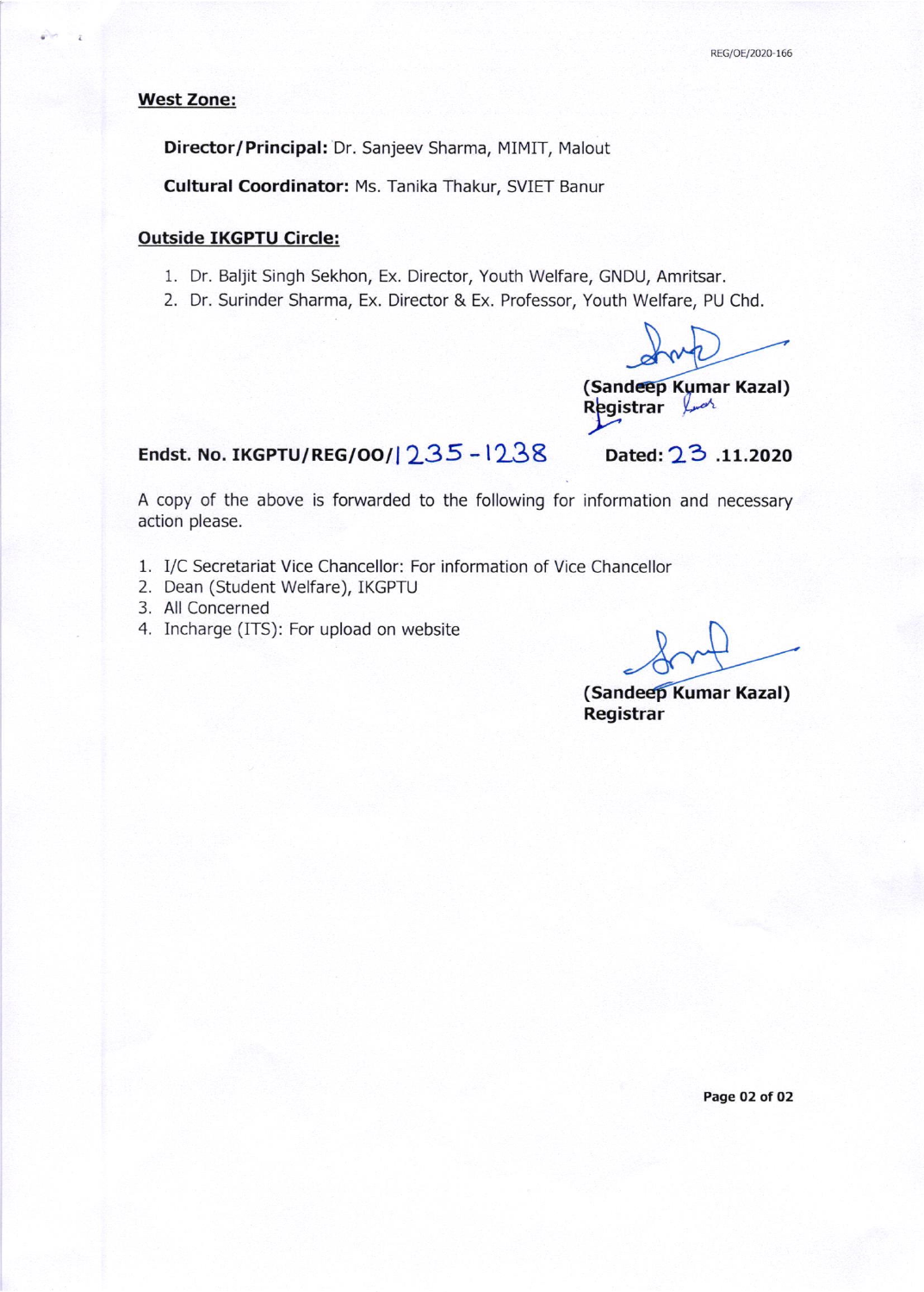REG/OE/2020-166

**West Zone:**

**Director/Principal:** Dr. Sanjeev Sharma, MIMIT, Malout

**Cultural Coordinator:** Ms. Tanika Thakur, SVIET Banur

**Outside IKGPTU Circle:**

1. Dr. Baljit Singh Sekhon, Ex. Director, Youth Welfare, GNDU, Amritsar.
2. Dr. Surinder Sharma, Ex. Director & Ex. Professor, Youth Welfare, PU Chd.

**(Sandeep Kumar Kazal)**
**Registrar**

**Endst. No. IKGPTU/REG/OO/1235-1238** **Dated: 23 .11.2020**

A copy of the above is forwarded to the following for information and necessary action please.

1. I/C Secretariat Vice Chancellor: For information of Vice Chancellor
2. Dean (Student Welfare), IKGPTU
3. All Concerned
4. Incharge (ITS): For upload on website

**(Sandeep Kumar Kazal)**
**Registrar**